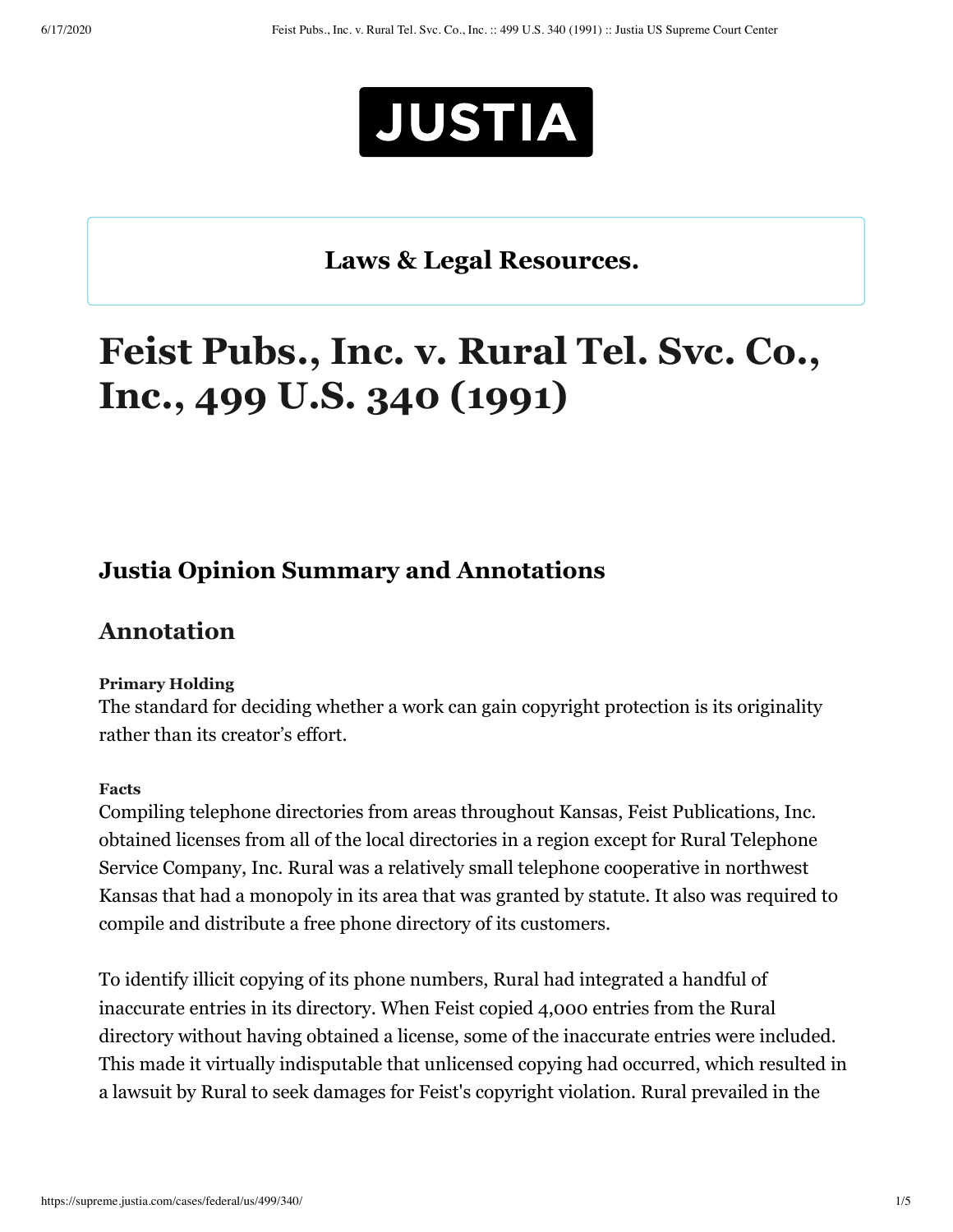JUSTIA

**Laws & Legal Resources.**

# Feist Pubs., Inc. v. Rural Tel. Svc. Co., Inc., 499 U.S. 340 (1991)

## Justia Opinion Summary and Annotations

## Annotation

**Primary Holding**

The standard for deciding whether a work can gain copyright protection is its originality rather than its creator's effort.

**Facts**

Compiling telephone directories from areas throughout Kansas, Feist Publications, Inc. obtained licenses from all of the local directories in a region except for Rural Telephone Service Company, Inc. Rural was a relatively small telephone cooperative in northwest Kansas that had a monopoly in its area that was granted by statute. It also was required to compile and distribute a free phone directory of its customers.

To identify illicit copying of its phone numbers, Rural had integrated a handful of inaccurate entries in its directory. When Feist copied 4,000 entries from the Rural directory without having obtained a license, some of the inaccurate entries were included. This made it virtually indisputable that unlicensed copying had occurred, which resulted in a lawsuit by Rural to seek damages for Feist's copyright violation. Rural prevailed in the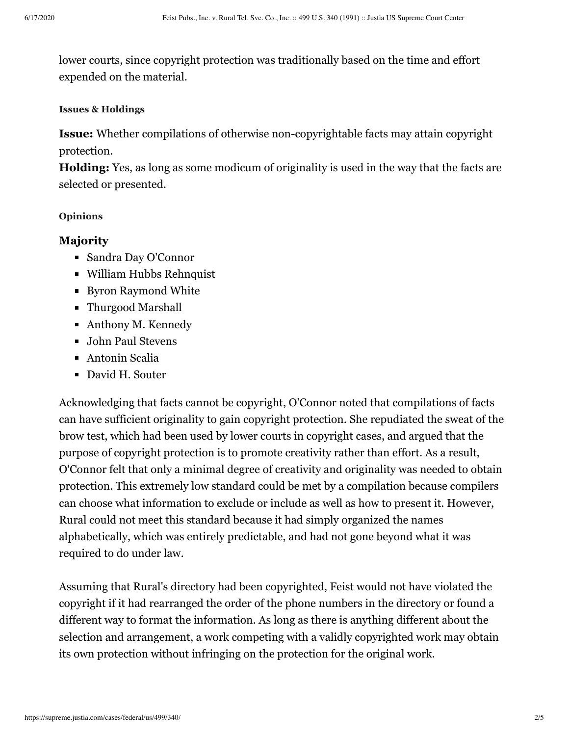lower courts, since copyright protection was traditionally based on the time and effort expended on the material.

#### Issues & Holdings

**Issue:** Whether compilations of otherwise non-copyrightable facts may attain copyright protection.
**Holding:** Yes, as long as some modicum of originality is used in the way that the facts are selected or presented.

#### Opinions

### Majority

- Sandra Day O'Connor
- William Hubbs Rehnquist
- Byron Raymond White
- Thurgood Marshall
- Anthony M. Kennedy
- John Paul Stevens
- Antonin Scalia
- David H. Souter

Acknowledging that facts cannot be copyright, O'Connor noted that compilations of facts can have sufficient originality to gain copyright protection. She repudiated the sweat of the brow test, which had been used by lower courts in copyright cases, and argued that the purpose of copyright protection is to promote creativity rather than effort. As a result, O'Connor felt that only a minimal degree of creativity and originality was needed to obtain protection. This extremely low standard could be met by a compilation because compilers can choose what information to exclude or include as well as how to present it. However, Rural could not meet this standard because it had simply organized the names alphabetically, which was entirely predictable, and had not gone beyond what it was required to do under law.

Assuming that Rural's directory had been copyrighted, Feist would not have violated the copyright if it had rearranged the order of the phone numbers in the directory or found a different way to format the information. As long as there is anything different about the selection and arrangement, a work competing with a validly copyrighted work may obtain its own protection without infringing on the protection for the original work.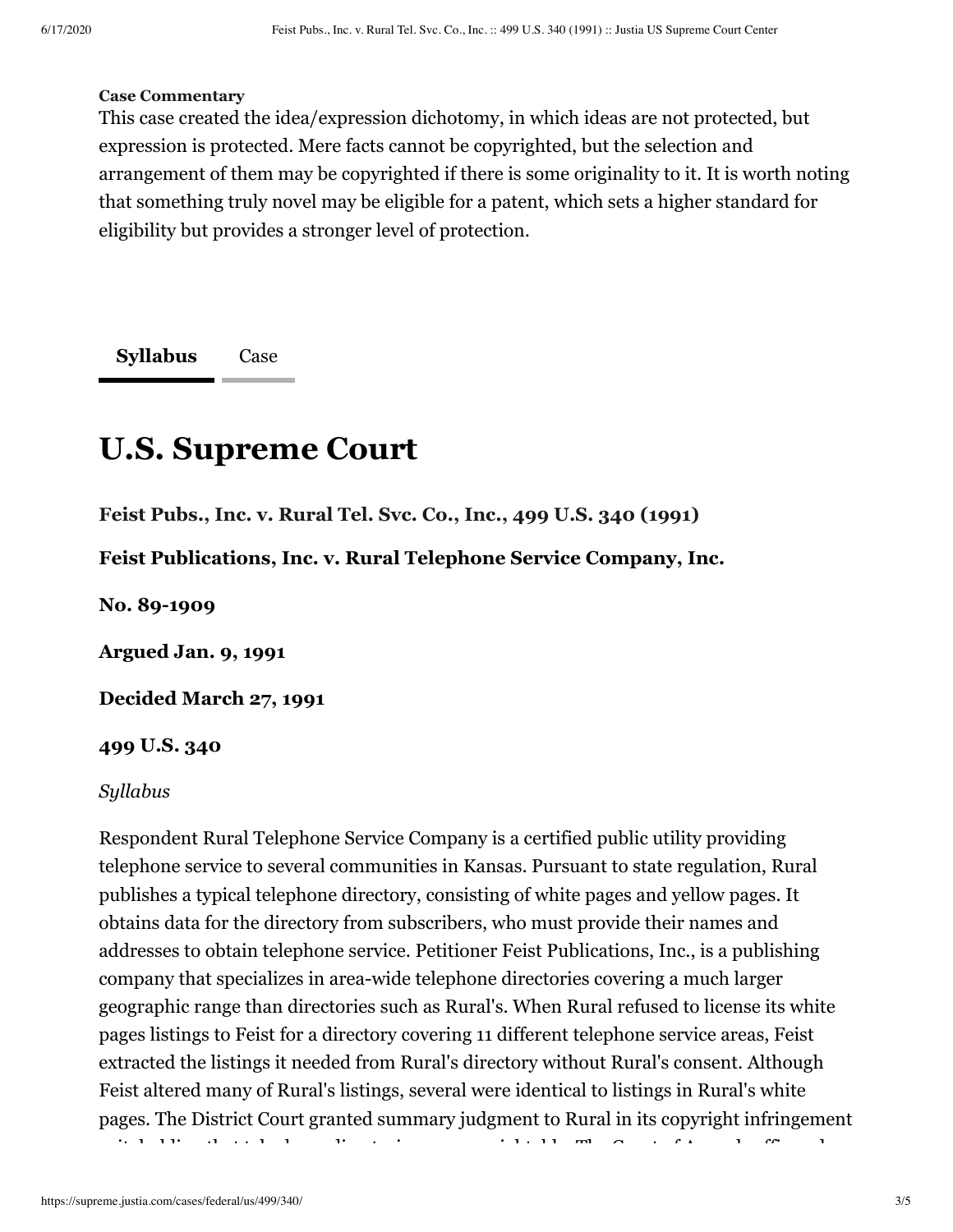**Case Commentary**

This case created the idea/expression dichotomy, in which ideas are not protected, but expression is protected. Mere facts cannot be copyrighted, but the selection and arrangement of them may be copyrighted if there is some originality to it. It is worth noting that something truly novel may be eligible for a patent, which sets a higher standard for eligibility but provides a stronger level of protection.

**Syllabus** Case

# U.S. Supreme Court

**Feist Pubs., Inc. v. Rural Tel. Svc. Co., Inc., 499 U.S. 340 (1991)**

**Feist Publications, Inc. v. Rural Telephone Service Company, Inc.**

**No. 89-1909**

**Argued Jan. 9, 1991**

**Decided March 27, 1991**

**499 U.S. 340**

*Syllabus*

Respondent Rural Telephone Service Company is a certified public utility providing telephone service to several communities in Kansas. Pursuant to state regulation, Rural publishes a typical telephone directory, consisting of white pages and yellow pages. It obtains data for the directory from subscribers, who must provide their names and addresses to obtain telephone service. Petitioner Feist Publications, Inc., is a publishing company that specializes in area-wide telephone directories covering a much larger geographic range than directories such as Rural's. When Rural refused to license its white pages listings to Feist for a directory covering 11 different telephone service areas, Feist extracted the listings it needed from Rural's directory without Rural's consent. Although Feist altered many of Rural's listings, several were identical to listings in Rural's white pages. The District Court granted summary judgment to Rural in its copyright infringement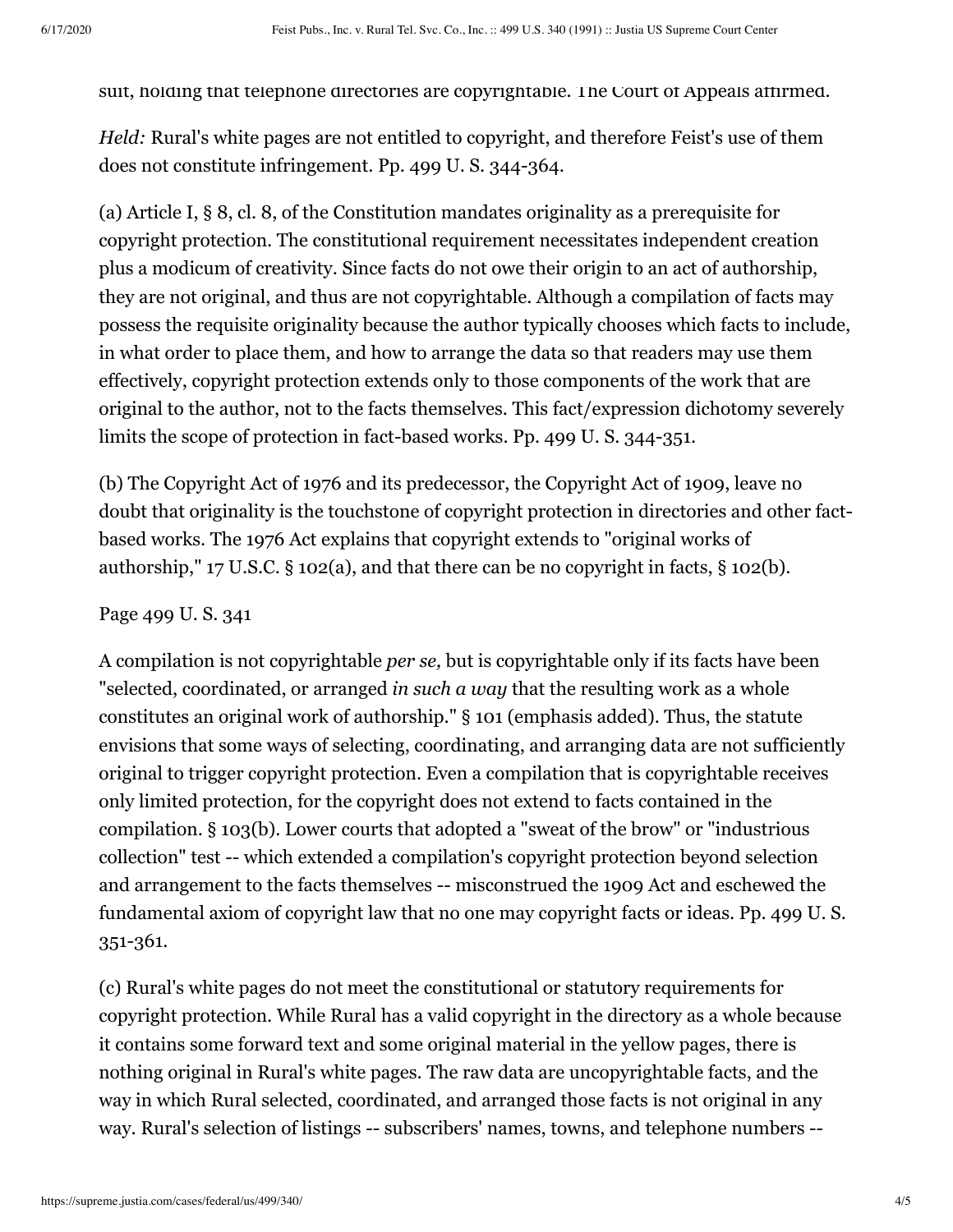suit, holding that telephone directories are copyrightable. The Court of Appeals affirmed.

*Held:* Rural's white pages are not entitled to copyright, and therefore Feist's use of them does not constitute infringement. Pp. 499 U. S. 344-364.

(a) Article I, § 8, cl. 8, of the Constitution mandates originality as a prerequisite for copyright protection. The constitutional requirement necessitates independent creation plus a modicum of creativity. Since facts do not owe their origin to an act of authorship, they are not original, and thus are not copyrightable. Although a compilation of facts may possess the requisite originality because the author typically chooses which facts to include, in what order to place them, and how to arrange the data so that readers may use them effectively, copyright protection extends only to those components of the work that are original to the author, not to the facts themselves. This fact/expression dichotomy severely limits the scope of protection in fact-based works. Pp. 499 U. S. 344-351.

(b) The Copyright Act of 1976 and its predecessor, the Copyright Act of 1909, leave no doubt that originality is the touchstone of copyright protection in directories and other fact-based works. The 1976 Act explains that copyright extends to "original works of authorship," 17 U.S.C. § 102(a), and that there can be no copyright in facts, § 102(b).

Page 499 U. S. 341

A compilation is not copyrightable *per se,* but is copyrightable only if its facts have been "selected, coordinated, or arranged *in such a way* that the resulting work as a whole constitutes an original work of authorship." § 101 (emphasis added). Thus, the statute envisions that some ways of selecting, coordinating, and arranging data are not sufficiently original to trigger copyright protection. Even a compilation that is copyrightable receives only limited protection, for the copyright does not extend to facts contained in the compilation. § 103(b). Lower courts that adopted a "sweat of the brow" or "industrious collection" test -- which extended a compilation's copyright protection beyond selection and arrangement to the facts themselves -- misconstrued the 1909 Act and eschewed the fundamental axiom of copyright law that no one may copyright facts or ideas. Pp. 499 U. S. 351-361.

(c) Rural's white pages do not meet the constitutional or statutory requirements for copyright protection. While Rural has a valid copyright in the directory as a whole because it contains some forward text and some original material in the yellow pages, there is nothing original in Rural's white pages. The raw data are uncopyrightable facts, and the way in which Rural selected, coordinated, and arranged those facts is not original in any way. Rural's selection of listings -- subscribers' names, towns, and telephone numbers --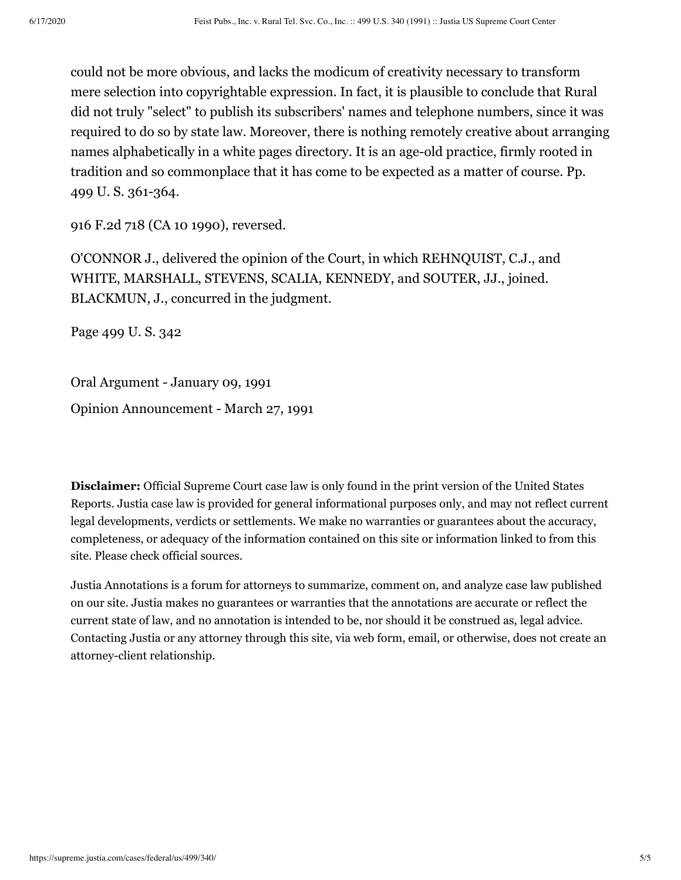could not be more obvious, and lacks the modicum of creativity necessary to transform mere selection into copyrightable expression. In fact, it is plausible to conclude that Rural did not truly "select" to publish its subscribers' names and telephone numbers, since it was required to do so by state law. Moreover, there is nothing remotely creative about arranging names alphabetically in a white pages directory. It is an age-old practice, firmly rooted in tradition and so commonplace that it has come to be expected as a matter of course. Pp. 499 U. S. 361-364.

916 F.2d 718 (CA 10 1990), reversed.

O'CONNOR J., delivered the opinion of the Court, in which REHNQUIST, C.J., and WHITE, MARSHALL, STEVENS, SCALIA, KENNEDY, and SOUTER, JJ., joined. BLACKMUN, J., concurred in the judgment.

Page 499 U. S. 342

Oral Argument - January 09, 1991

Opinion Announcement - March 27, 1991

**Disclaimer:** Official Supreme Court case law is only found in the print version of the United States Reports. Justia case law is provided for general informational purposes only, and may not reflect current legal developments, verdicts or settlements. We make no warranties or guarantees about the accuracy, completeness, or adequacy of the information contained on this site or information linked to from this site. Please check official sources.

Justia Annotations is a forum for attorneys to summarize, comment on, and analyze case law published on our site. Justia makes no guarantees or warranties that the annotations are accurate or reflect the current state of law, and no annotation is intended to be, nor should it be construed as, legal advice. Contacting Justia or any attorney through this site, via web form, email, or otherwise, does not create an attorney-client relationship.